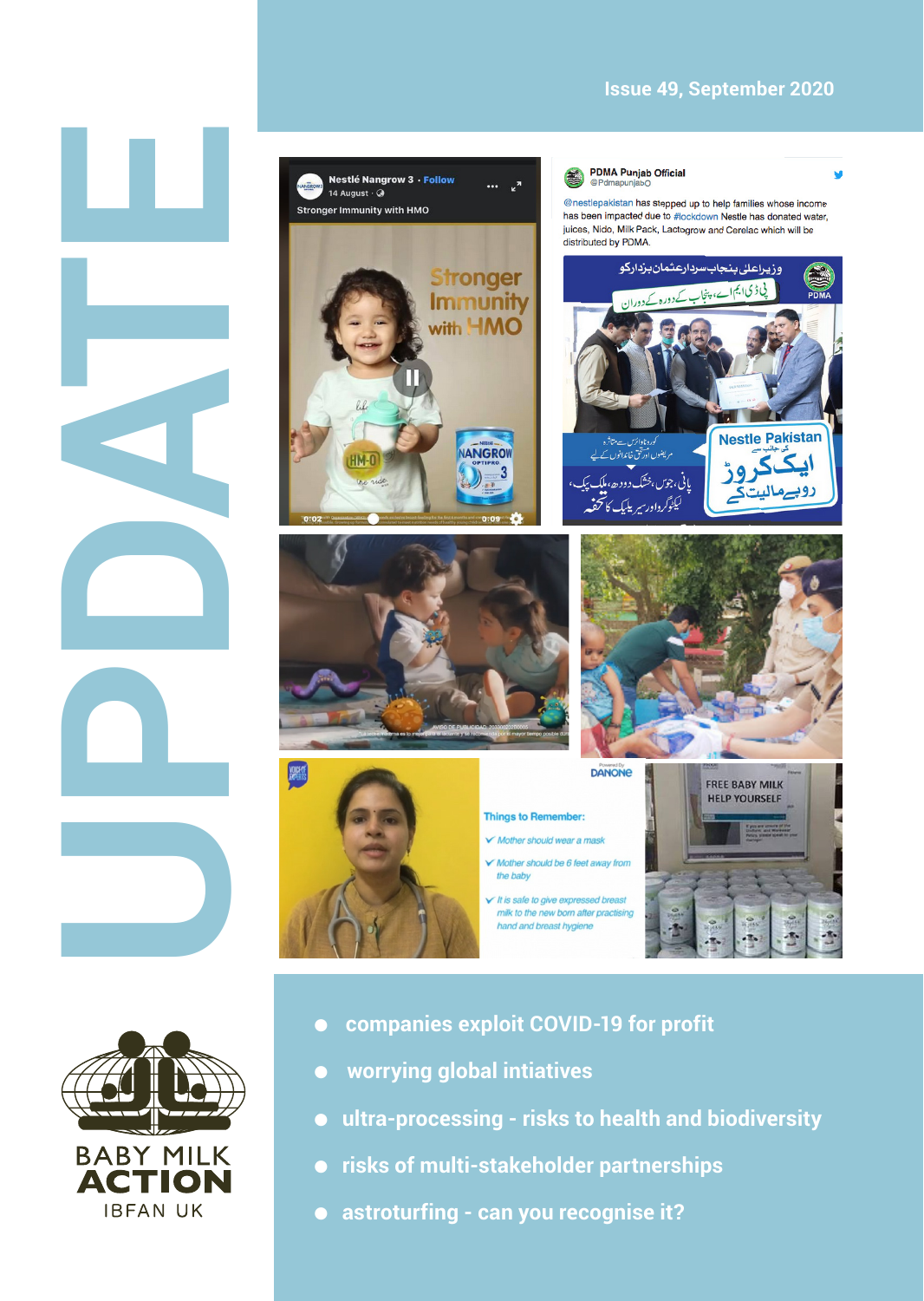# UPDATE

Issue 49, September 2020

- companies exploit COVID-19 for profit
- worrying global intiatives
- ultra-processing - risks to health and biodiversity
- risks of multi-stakeholder partnerships
- astroturfing - can you recognise it?

BABY MILK ACTION
IBFAN UK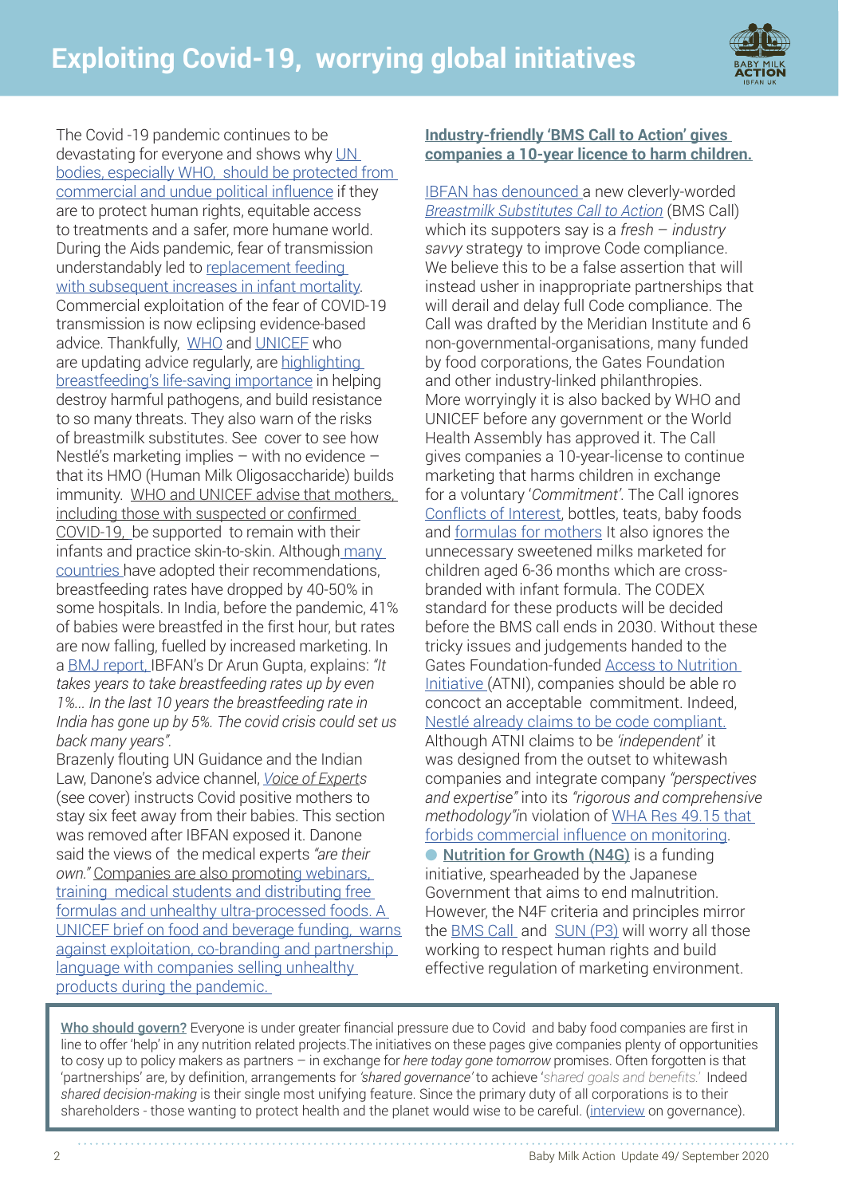# Exploiting Covid-19, worrying global initiatives

The Covid -19 pandemic continues to be devastating for everyone and shows why UN bodies, especially WHO, should be protected from commercial and undue political influence if they are to protect human rights, equitable access to treatments and a safer, more humane world. During the Aids pandemic, fear of transmission understandably led to replacement feeding with subsequent increases in infant mortality. Commercial exploitation of the fear of COVID-19 transmission is now eclipsing evidence-based advice. Thankfully, WHO and UNICEF who are updating advice regularly, are highlighting breastfeeding's life-saving importance in helping destroy harmful pathogens, and build resistance to so many threats. They also warn of the risks of breastmilk substitutes. See cover to see how Nestlé's marketing implies – with no evidence – that its HMO (Human Milk Oligosaccharide) builds immunity. WHO and UNICEF advise that mothers, including those with suspected or confirmed COVID-19, be supported to remain with their infants and practice skin-to-skin. Although many countries have adopted their recommendations, breastfeeding rates have dropped by 40-50% in some hospitals. In India, before the pandemic, 41% of babies were breastfed in the first hour, but rates are now falling, fuelled by increased marketing. In a BMJ report, IBFAN's Dr Arun Gupta, explains: *"It takes years to take breastfeeding rates up by even 1%... In the last 10 years the breastfeeding rate in India has gone up by 5%. The covid crisis could set us back many years".*

Brazenly flouting UN Guidance and the Indian Law, Danone's advice channel, *Voice of Experts* (see cover) instructs Covid positive mothers to stay six feet away from their babies. This section was removed after IBFAN exposed it. Danone said the views of the medical experts *"are their own."* Companies are also promoting webinars, training medical students and distributing free formulas and unhealthy ultra-processed foods. A UNICEF brief on food and beverage funding, warns against exploitation, co-branding and partnership language with companies selling unhealthy products during the pandemic.

## Industry-friendly 'BMS Call to Action' gives companies a 10-year licence to harm children.

IBFAN has denounced a new cleverly-worded *Breastmilk Substitutes Call to Action* (BMS Call) which its supporters say is a *fresh – industry savvy* strategy to improve Code compliance. We believe this to be a false assertion that will instead usher in inappropriate partnerships that will derail and delay full Code compliance. The Call was drafted by the Meridian Institute and 6 non-governmental-organisations, many funded by food corporations, the Gates Foundation and other industry-linked philanthropies. More worryingly it is also backed by WHO and UNICEF before any government or the World Health Assembly has approved it. The Call gives companies a 10-year-license to continue marketing that harms children in exchange for a voluntary '*Commitment'*. The Call ignores Conflicts of Interest, bottles, teats, baby foods and formulas for mothers It also ignores the unnecessary sweetened milks marketed for children aged 6-36 months which are cross-branded with infant formula. The CODEX standard for these products will be decided before the BMS call ends in 2030. Without these tricky issues and judgements handed to the Gates Foundation-funded Access to Nutrition Initiative (ATNI), companies should be able ro concoct an acceptable commitment. Indeed, Nestlé already claims to be code compliant. Although ATNI claims to be *'independent'* it was designed from the outset to whitewash companies and integrate company *"perspectives and expertise"* into its *"rigorous and comprehensive methodology"*in violation of WHA Res 49.15 that forbids commercial influence on monitoring.

- **Nutrition for Growth (N4G)** is a funding initiative, speafheaded by the Japanese Government that aims to end malnutrition. However, the N4F criteria and principles mirror the BMS Call and SUN (P3) will worry all those working to respect human rights and build effective regulation of marketing environment.

**Who should govern?** Everyone is under greater financial pressure due to Covid and baby food companies are first in line to offer 'help' in any nutrition related projects.The initiatives on these pages give companies plenty of opportunities to cosy up to policy makers as partners – in exchange for *here today gone tomorrow* promises. Often forgotten is that 'partnerships' are, by definition, arrangements for *'shared governance'* to achieve '*shared goals and benefits.*' Indeed *shared decision-making* is their single most unifying feature. Since the primary duty of all corporations is to their shareholders - those wanting to protect health and the planet would wise to be careful. (interview on governance).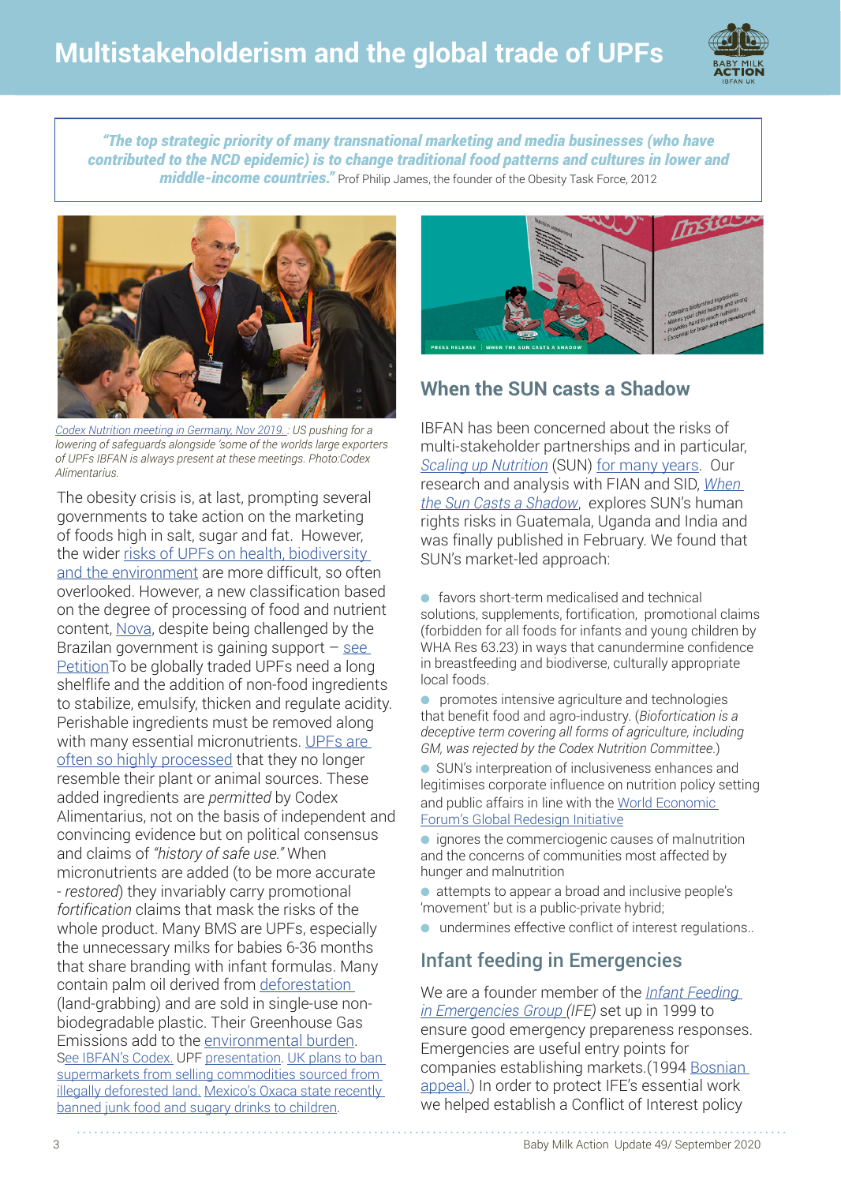# Multistakeholderism and the global trade of UPFs

***"The top strategic priority of many transnational marketing and media businesses (who have contributed to the NCD epidemic) is to change traditional food patterns and cultures in lower and middle-income countries."*** Prof Philip James, the founder of the Obesity Task Force, 2012

*Codex Nutrition meeting in Germany, Nov 2019. : US pushing for a lowering of safeguards alongside 'some of the worlds large exporters of UPFs IBFAN is always present at these meetings. Photo:Codex Alimentarius.*

The obesity crisis is, at last, prompting several governments to take action on the marketing of foods high in salt, sugar and fat. However, the wider risks of UPFs on health, biodiversity and the environment are more difficult, so often overlooked. However, a new classification based on the degree of processing of food and nutrient content, Nova, despite being challenged by the Brazilian government is gaining support – see PetitionTo be globally traded UPFs need a long shelflife and the addition of non-food ingredients to stabilize, emulsify, thicken and regulate acidity. Perishable ingredients must be removed along with many essential micronutrients. UPFs are often so highly processed that they no longer resemble their plant or animal sources. These added ingredients are *permitted* by Codex Alimentarius, not on the basis of independent and convincing evidence but on political consensus and claims of *"history of safe use."* When micronutrients are added (to be more accurate - *restored*) they invariably carry promotional *fortification* claims that mask the risks of the whole product. Many BMS are UPFs, especially the unnecessary milks for babies 6-36 months that share branding with infant formulas. Many contain palm oil derived from deforestation (land-grabbing) and are sold in single-use non-biodegradable plastic. Their Greenhouse Gas Emissions add to the environmental burden. See IBFAN's Codex. UPF presentation. UK plans to ban supermarkets from selling commodities sourced from illegally deforested land. Mexico's Oaxca state recently banned junk food and sugary drinks to children.

## When the SUN casts a Shadow

IBFAN has been concerned about the risks of multi-stakeholder partnerships and in particular, *Scaling up Nutrition* (SUN) for many years. Our research and analysis with FIAN and SID, *When the Sun Casts a Shadow*, explores SUN's human rights risks in Guatemala, Uganda and India and was finally published in February. We found that SUN's market-led approach:

- favors short-term medicalised and technical solutions, supplements, fortification, promotional claims (forbidden for all foods for infants and young children by WHA Res 63.23) in ways that canundermine confidence in breastfeeding and biodiverse, culturally appropriate local foods.
- promotes intensive agriculture and technologies that benefit food and agro-industry. (*Biofortication is a deceptive term covering all forms of agriculture, including GM, was rejected by the Codex Nutrition Committee.*)
- SUN's interpreation of inclusiveness enhances and legitimises corporate influence on nutrition policy setting and public affairs in line with the World Economic Forum's Global Redesign Initiative
- ignores the commerciogenic causes of malnutrition and the concerns of communities most affected by hunger and malnutrition
- attempts to appear a broad and inclusive people's 'movement' but is a public-private hybrid;
- undermines effective conflict of interest regulations..

## Infant feeding in Emergencies

We are a founder member of the *Infant Feeding in Emergencies Group* (IFE) set up in 1999 to ensure good emergency prepareness responses. Emergencies are useful entry points for companies establishing markets.(1994 Bosnian appeal.) In order to protect IFE's essential work we helped establish a Conflict of Interest policy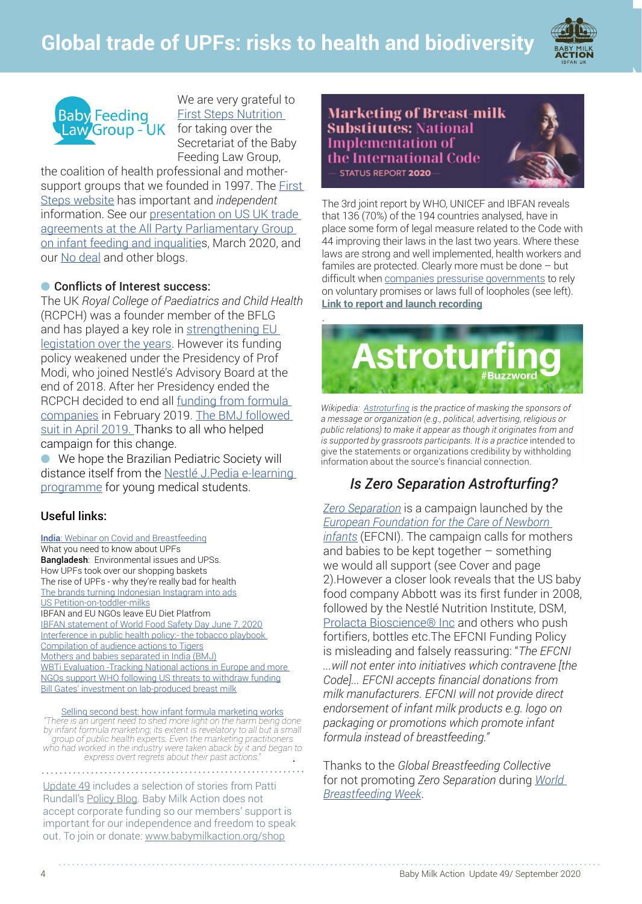# Global trade of UPFs: risks to health and biodiversity

Baby Feeding Law Group - UK

We are very grateful to First Steps Nutrition for taking over the Secretariat of the Baby Feeding Law Group, the coalition of health professional and mother-support groups that we founded in 1997. The First Steps website has important and *independent* information. See our presentation on US UK trade agreements at the All Party Parliamentary Group on infant feeding and inqualities, March 2020, and our No deal and other blogs.

- **Conflicts of Interest success:**

The UK *Royal College of Paediatrics and Child Health* (RCPCH) was a founder member of the BFLG and has played a key role in strengthening EU legistation over the years. However its funding policy weakened under the Presidency of Prof Modi, who joined Nestlé's Advisory Board at the end of 2018. After her Presidency ended the RCPCH decided to end all funding from formula companies in February 2019. The BMJ followed suit in April 2019. Thanks to all who helped campaign for this change.

- We hope the Brazilian Pediatric Society will distance itself from the Nestlé J.Pedia e-learning programme for young medical students.

### Useful links:

**India**: Webinar on Covid and Breastfeeding
What you need to know about UPFs
**Bangladesh**: Environmental issues and UPSs.
How UPFs took over our shopping baskets
The rise of UPFs - why they're really bad for health
The brands turning Indonesian Instagram into ads
US Petition-on-toddler-milks
IBFAN and EU NGOs leave EU Diet Platfrom
IBFAN statement of World Food Safety Day June 7, 2020
Interference in public health policy:- the tobacco playbook
Compilation of audience actions to Tigers
Mothers and babies separated in India (BMJ)
WBTi Evaluation -Tracking National actions in Europe and more
NGOs support WHO following US threats to withdraw funding
Bill Gates' investment on lab-produced breast milk

Selling second best: how infant formula marketing works

*"There is an urgent need to shed more light on the harm being done by infant formula marketing; its extent is revelatory to all but a small group of public health experts. Even the marketing practitioners who had worked in the industry were taken aback by it and began to express overt regrets about their past actions."*

Update 49 includes a selection of stories from Patti Rundall's Policy Blog. Baby Milk Action does not accept corporate funding so our members' support is important for our independence and freedom to speak out. To join or donate: www.babymilkaction.org/shop

**Marketing of Breast-milk Substitutes: National Implementation of the International Code**
STATUS REPORT 2020

The 3rd joint report by WHO, UNICEF and IBFAN reveals that 136 (70%) of the 194 countries analysed, have in place some form of legal measure related to the Code with 44 improving their laws in the last two years. Where these laws are strong and well implemented, health workers and familes are protected. Clearly more must be done – but difficult when companies pressurise governments to rely on voluntary promises or laws full of loopholes (see left).
**Link to report and launch recording**

**Astroturfing**
#Buzzword

*Wikipedia: Astroturfing is the practice of masking the sponsors of a message or organization (e.g., political, advertising, religious or public relations) to make it appear as though it originates from and is supported by grassroots participants. It is a practice* intended to give the statements or organizations credibility by withholding information about the source's financial connection.

## *Is Zero Separation Astrofturfing?*

*Zero Separation* is a campaign launched by the *European Foundation for the Care of Newborn infants* (EFCNI). The campaign calls for mothers and babies to be kept together – something we would all support (see Cover and page 2).However a closer look reveals that the US baby food company Abbott was its first funder in 2008, followed by the Nestlé Nutrition Institute, DSM, Prolacta Bioscience® Inc and others who push fortifiers, bottles etc.The EFCNI Funding Policy is misleading and falsely reassuring: "*The EFCNI ...will not enter into initiatives which contravene [the Code]... EFCNI accepts financial donations from milk manufacturers. EFCNI will not provide direct endorsement of infant milk products e.g. logo on packaging or promotions which promote infant formula instead of breastfeeding.*"

Thanks to the *Global Breastfeeding Collective* for not promoting *Zero Separation* during *World Breastfeeding Week*.